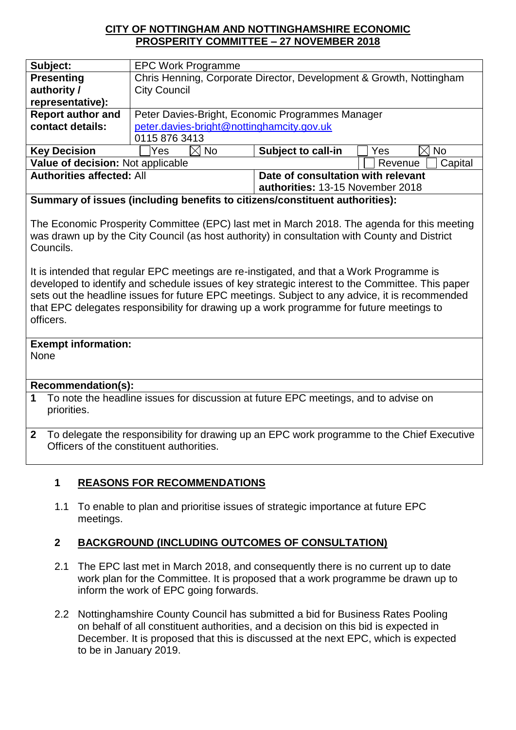**CITY OF NOTTINGHAM AND NOTTINGHAMSHIRE ECONOMIC PROSPERITY COMMITTEE – 27 NOVEMBER 2018**

| | | | |
|---|---|---|---|
| **Subject:** | EPC Work Programme | | |
| **Presenting authority / representative):** | Chris Henning, Corporate Director, Development & Growth, Nottingham City Council | | |
| **Report author and contact details:** | Peter Davies-Bright, Economic Programmes Manager<br>peter.davies-bright@nottinghamcity.gov.uk<br>0115 876 3413 | | |
| **Key Decision** | ☐ Yes ☒ No | **Subject to call-in** | ☐ Yes ☒ No |
| **Value of decision:** Not applicable | | | ☐ Revenue ☐ Capital |
| **Authorities affected:** All | | **Date of consultation with relevant authorities:** 13-15 November 2018 | |

**Summary of issues (including benefits to citizens/constituent authorities):**

The Economic Prosperity Committee (EPC) last met in March 2018. The agenda for this meeting was drawn up by the City Council (as host authority) in consultation with County and District Councils.

It is intended that regular EPC meetings are re-instigated, and that a Work Programme is developed to identify and schedule issues of key strategic interest to the Committee. This paper sets out the headline issues for future EPC meetings. Subject to any advice, it is recommended that EPC delegates responsibility for drawing up a work programme for future meetings to officers.

**Exempt information:**
None

**Recommendation(s):**

1. To note the headline issues for discussion at future EPC meetings, and to advise on priorities.
2. To delegate the responsibility for drawing up an EPC work programme to the Chief Executive Officers of the constituent authorities.

## 1 REASONS FOR RECOMMENDATIONS

1.1 To enable to plan and prioritise issues of strategic importance at future EPC meetings.

## 2 BACKGROUND (INCLUDING OUTCOMES OF CONSULTATION)

2.1 The EPC last met in March 2018, and consequently there is no current up to date work plan for the Committee. It is proposed that a work programme be drawn up to inform the work of EPC going forwards.

2.2 Nottinghamshire County Council has submitted a bid for Business Rates Pooling on behalf of all constituent authorities, and a decision on this bid is expected in December. It is proposed that this is discussed at the next EPC, which is expected to be in January 2019.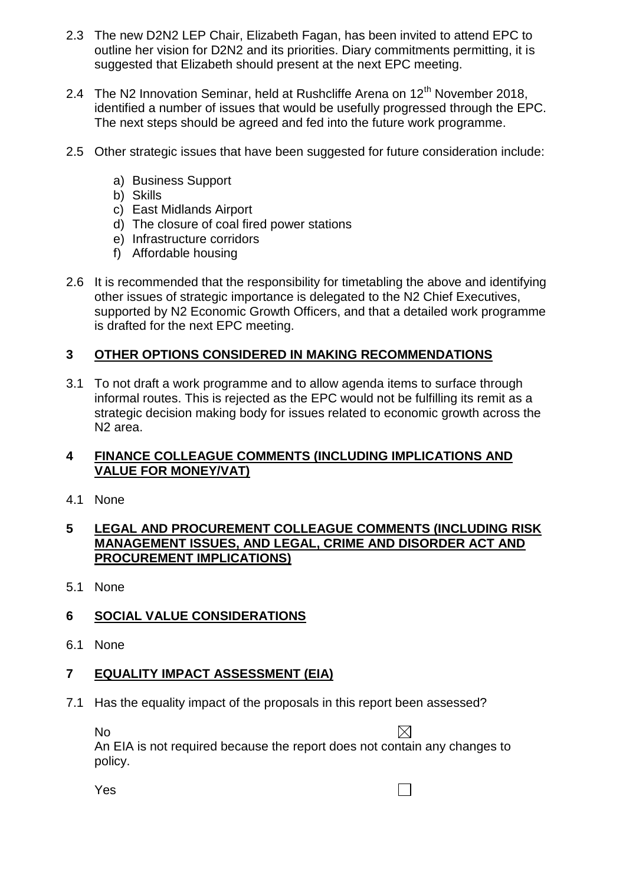2.3 The new D2N2 LEP Chair, Elizabeth Fagan, has been invited to attend EPC to outline her vision for D2N2 and its priorities. Diary commitments permitting, it is suggested that Elizabeth should present at the next EPC meeting.

2.4 The N2 Innovation Seminar, held at Rushcliffe Arena on 12th November 2018, identified a number of issues that would be usefully progressed through the EPC. The next steps should be agreed and fed into the future work programme.

2.5 Other strategic issues that have been suggested for future consideration include:

a) Business Support
b) Skills
c) East Midlands Airport
d) The closure of coal fired power stations
e) Infrastructure corridors
f) Affordable housing

2.6 It is recommended that the responsibility for timetabling the above and identifying other issues of strategic importance is delegated to the N2 Chief Executives, supported by N2 Economic Growth Officers, and that a detailed work programme is drafted for the next EPC meeting.

## 3 OTHER OPTIONS CONSIDERED IN MAKING RECOMMENDATIONS

3.1 To not draft a work programme and to allow agenda items to surface through informal routes. This is rejected as the EPC would not be fulfilling its remit as a strategic decision making body for issues related to economic growth across the N2 area.

## 4 FINANCE COLLEAGUE COMMENTS (INCLUDING IMPLICATIONS AND VALUE FOR MONEY/VAT)

4.1 None

## 5 LEGAL AND PROCUREMENT COLLEAGUE COMMENTS (INCLUDING RISK MANAGEMENT ISSUES, AND LEGAL, CRIME AND DISORDER ACT AND PROCUREMENT IMPLICATIONS)

5.1 None

## 6 SOCIAL VALUE CONSIDERATIONS

6.1 None

## 7 EQUALITY IMPACT ASSESSMENT (EIA)

7.1 Has the equality impact of the proposals in this report been assessed?

No ☒
An EIA is not required because the report does not contain any changes to policy.

Yes ☐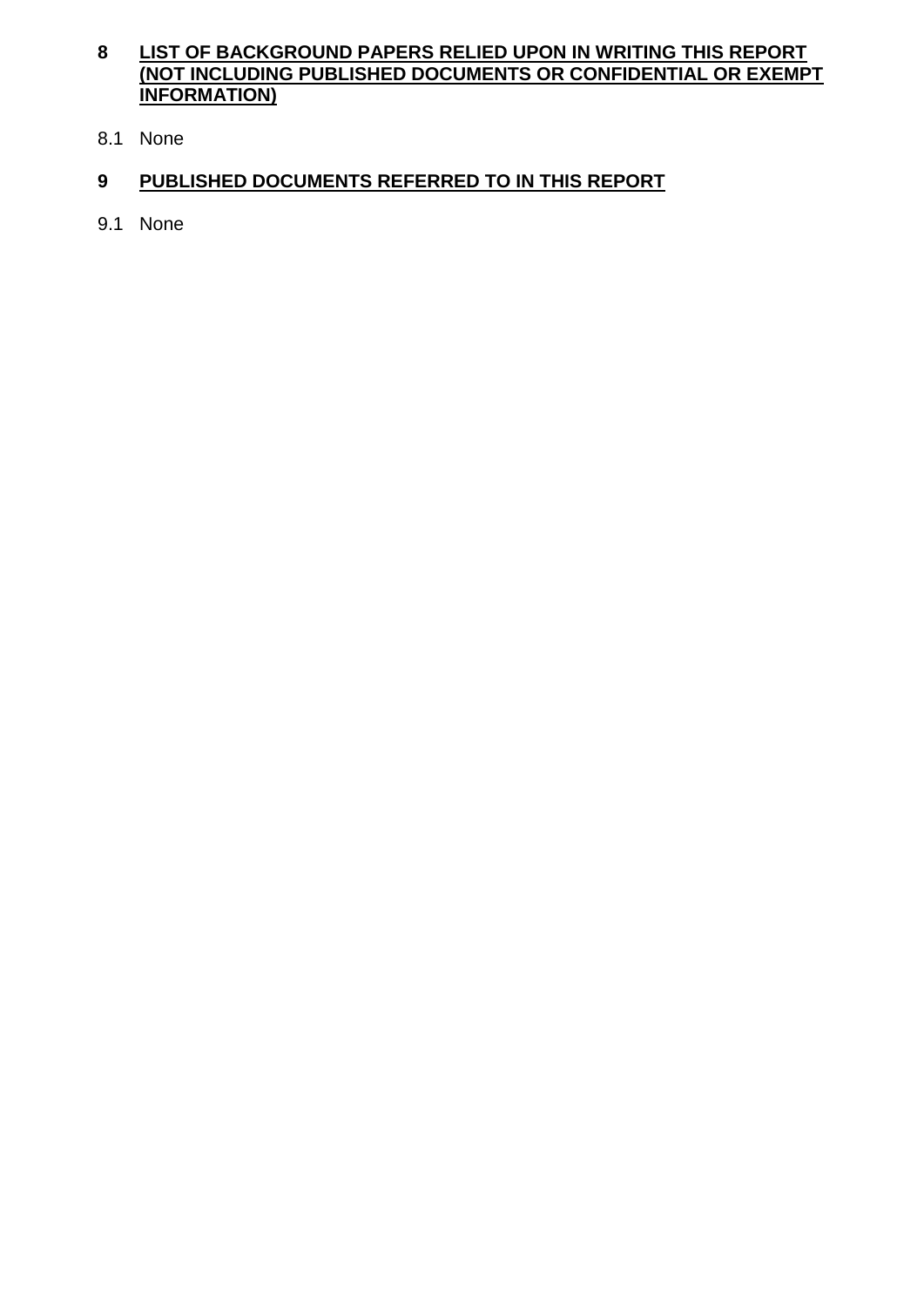## 8 LIST OF BACKGROUND PAPERS RELIED UPON IN WRITING THIS REPORT (NOT INCLUDING PUBLISHED DOCUMENTS OR CONFIDENTIAL OR EXEMPT INFORMATION)

8.1 None

## 9 PUBLISHED DOCUMENTS REFERRED TO IN THIS REPORT

9.1 None